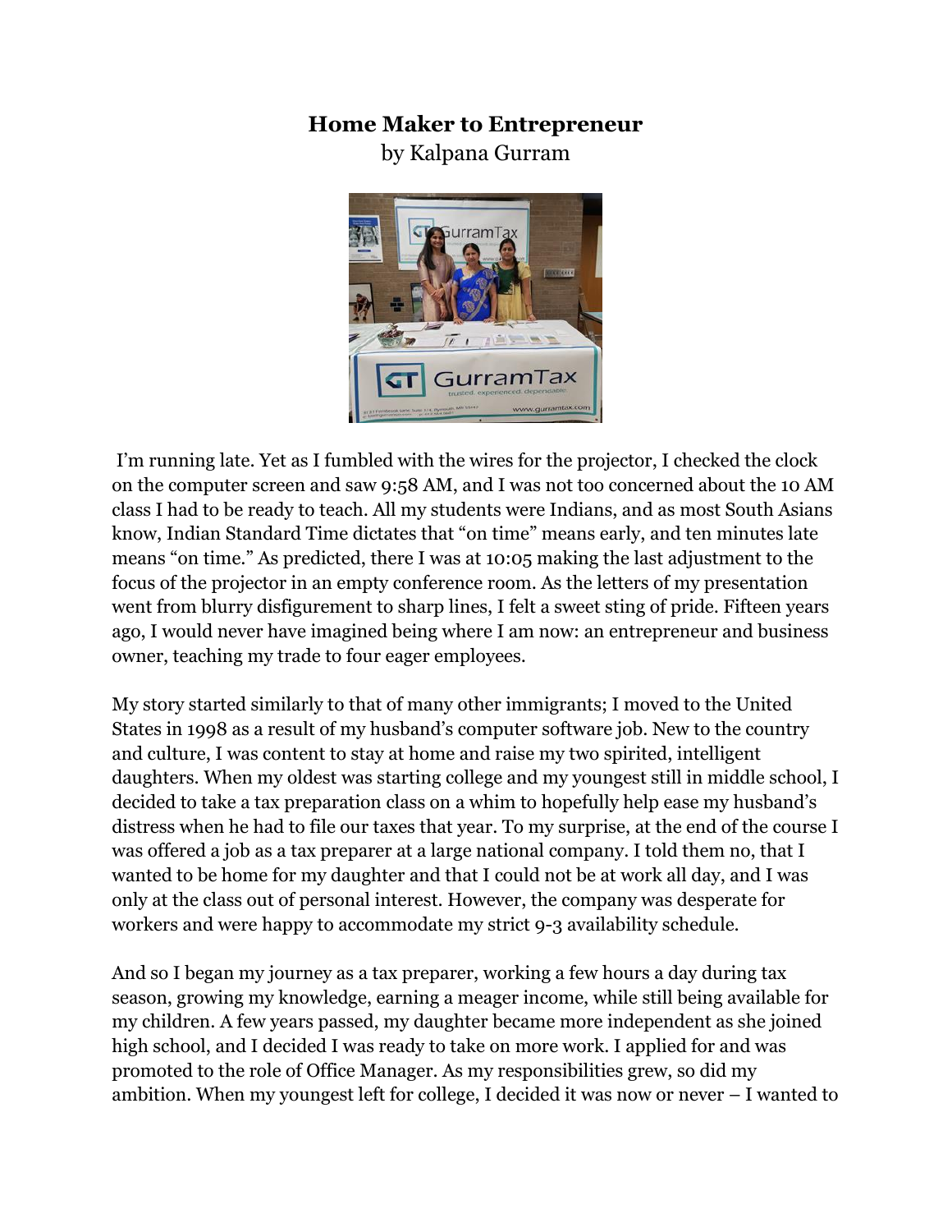# Home Maker to Entrepreneur

by Kalpana Gurram

I'm running late. Yet as I fumbled with the wires for the projector, I checked the clock on the computer screen and saw 9:58 AM, and I was not too concerned about the 10 AM class I had to be ready to teach. All my students were Indians, and as most South Asians know, Indian Standard Time dictates that "on time" means early, and ten minutes late means "on time." As predicted, there I was at 10:05 making the last adjustment to the focus of the projector in an empty conference room. As the letters of my presentation went from blurry disfigurement to sharp lines, I felt a sweet sting of pride. Fifteen years ago, I would never have imagined being where I am now: an entrepreneur and business owner, teaching my trade to four eager employees.

My story started similarly to that of many other immigrants; I moved to the United States in 1998 as a result of my husband's computer software job. New to the country and culture, I was content to stay at home and raise my two spirited, intelligent daughters. When my oldest was starting college and my youngest still in middle school, I decided to take a tax preparation class on a whim to hopefully help ease my husband's distress when he had to file our taxes that year. To my surprise, at the end of the course I was offered a job as a tax preparer at a large national company. I told them no, that I wanted to be home for my daughter and that I could not be at work all day, and I was only at the class out of personal interest. However, the company was desperate for workers and were happy to accommodate my strict 9-3 availability schedule.

And so I began my journey as a tax preparer, working a few hours a day during tax season, growing my knowledge, earning a meager income, while still being available for my children. A few years passed, my daughter became more independent as she joined high school, and I decided I was ready to take on more work. I applied for and was promoted to the role of Office Manager. As my responsibilities grew, so did my ambition. When my youngest left for college, I decided it was now or never – I wanted to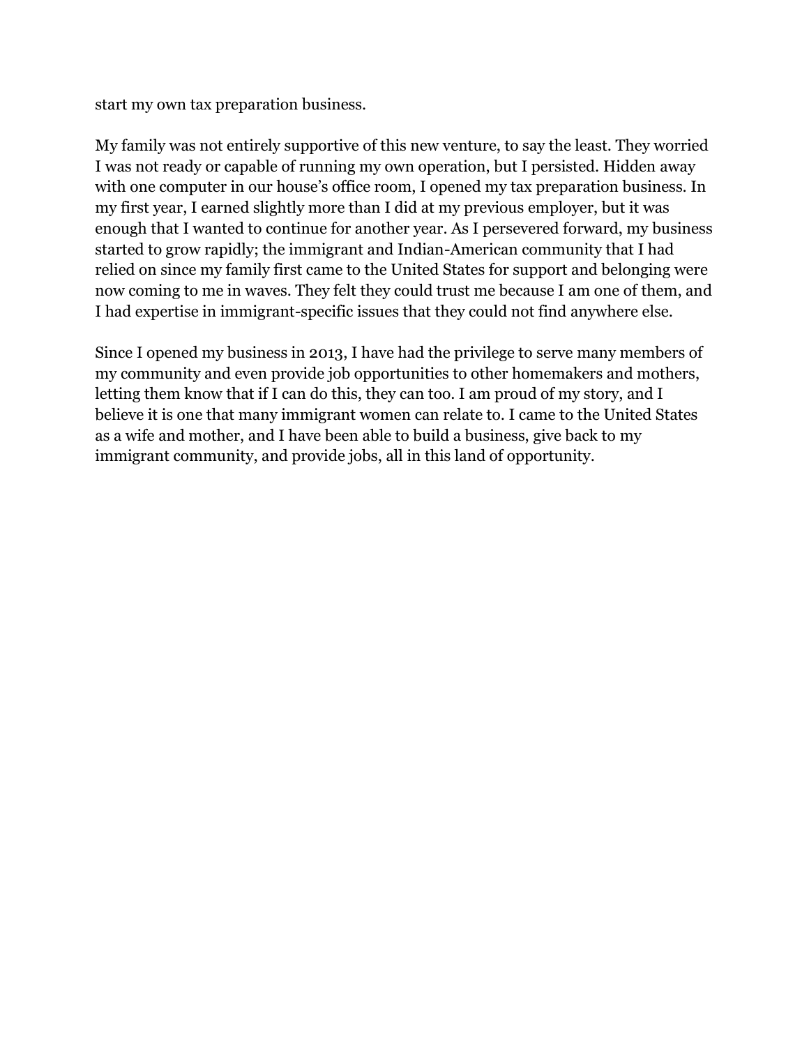start my own tax preparation business.

My family was not entirely supportive of this new venture, to say the least. They worried I was not ready or capable of running my own operation, but I persisted. Hidden away with one computer in our house's office room, I opened my tax preparation business. In my first year, I earned slightly more than I did at my previous employer, but it was enough that I wanted to continue for another year. As I persevered forward, my business started to grow rapidly; the immigrant and Indian-American community that I had relied on since my family first came to the United States for support and belonging were now coming to me in waves. They felt they could trust me because I am one of them, and I had expertise in immigrant-specific issues that they could not find anywhere else.

Since I opened my business in 2013, I have had the privilege to serve many members of my community and even provide job opportunities to other homemakers and mothers, letting them know that if I can do this, they can too. I am proud of my story, and I believe it is one that many immigrant women can relate to. I came to the United States as a wife and mother, and I have been able to build a business, give back to my immigrant community, and provide jobs, all in this land of opportunity.